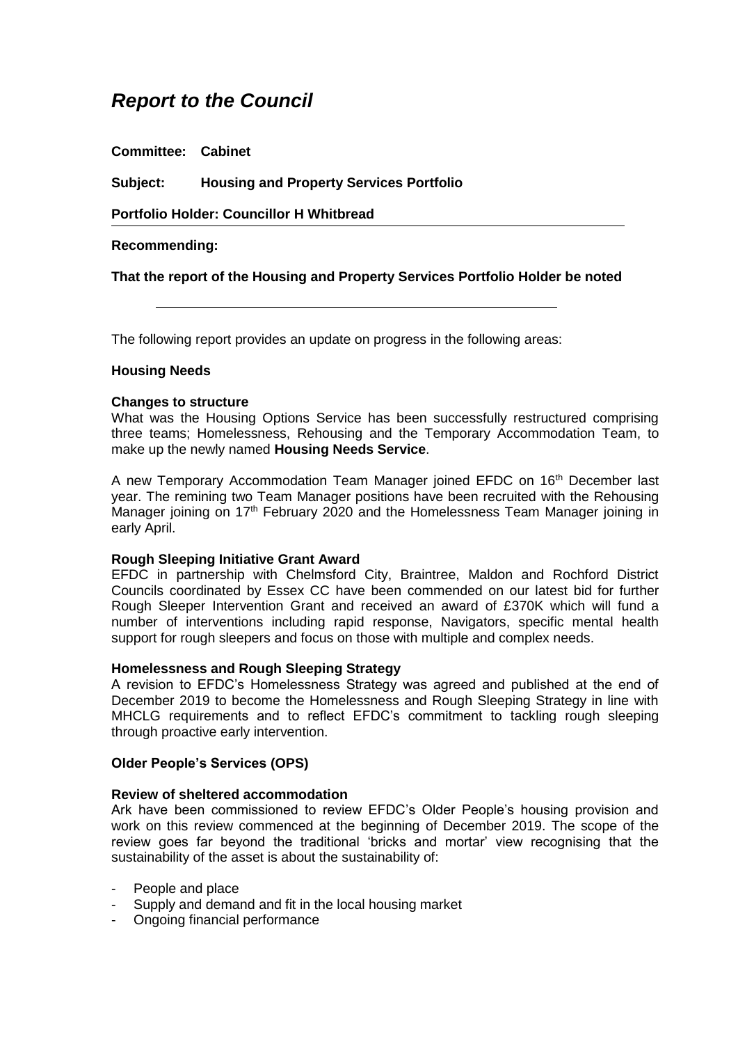# *Report to the Council*

**Committee: Cabinet**

**Subject: Housing and Property Services Portfolio**

**Portfolio Holder: Councillor H Whitbread**

**Recommending:**

**That the report of the Housing and Property Services Portfolio Holder be noted**

---

The following report provides an update on progress in the following areas:

**Housing Needs**

**Changes to structure**

What was the Housing Options Service has been successfully restructured comprising three teams; Homelessness, Rehousing and the Temporary Accommodation Team, to make up the newly named **Housing Needs Service**.

A new Temporary Accommodation Team Manager joined EFDC on 16th December last year. The remining two Team Manager positions have been recruited with the Rehousing Manager joining on 17th February 2020 and the Homelessness Team Manager joining in early April.

**Rough Sleeping Initiative Grant Award**

EFDC in partnership with Chelmsford City, Braintree, Maldon and Rochford District Councils coordinated by Essex CC have been commended on our latest bid for further Rough Sleeper Intervention Grant and received an award of £370K which will fund a number of interventions including rapid response, Navigators, specific mental health support for rough sleepers and focus on those with multiple and complex needs.

**Homelessness and Rough Sleeping Strategy**

A revision to EFDC's Homelessness Strategy was agreed and published at the end of December 2019 to become the Homelessness and Rough Sleeping Strategy in line with MHCLG requirements and to reflect EFDC's commitment to tackling rough sleeping through proactive early intervention.

**Older People's Services (OPS)**

**Review of sheltered accommodation**

Ark have been commissioned to review EFDC's Older People's housing provision and work on this review commenced at the beginning of December 2019. The scope of the review goes far beyond the traditional 'bricks and mortar' view recognising that the sustainability of the asset is about the sustainability of:

- People and place
- Supply and demand and fit in the local housing market
- Ongoing financial performance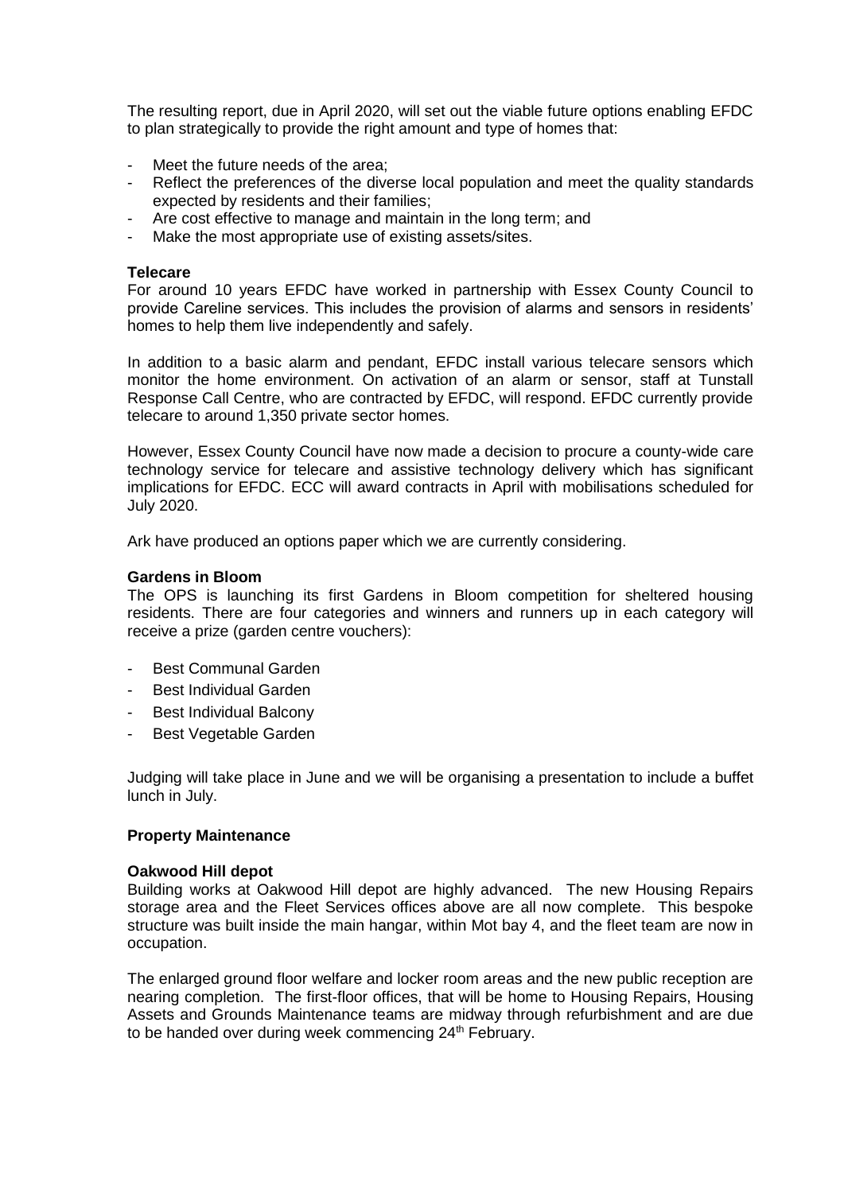The resulting report, due in April 2020, will set out the viable future options enabling EFDC to plan strategically to provide the right amount and type of homes that:

- Meet the future needs of the area;
- Reflect the preferences of the diverse local population and meet the quality standards expected by residents and their families;
- Are cost effective to manage and maintain in the long term; and
- Make the most appropriate use of existing assets/sites.

**Telecare**

For around 10 years EFDC have worked in partnership with Essex County Council to provide Careline services. This includes the provision of alarms and sensors in residents' homes to help them live independently and safely.

In addition to a basic alarm and pendant, EFDC install various telecare sensors which monitor the home environment. On activation of an alarm or sensor, staff at Tunstall Response Call Centre, who are contracted by EFDC, will respond. EFDC currently provide telecare to around 1,350 private sector homes.

However, Essex County Council have now made a decision to procure a county-wide care technology service for telecare and assistive technology delivery which has significant implications for EFDC. ECC will award contracts in April with mobilisations scheduled for July 2020.

Ark have produced an options paper which we are currently considering.

**Gardens in Bloom**

The OPS is launching its first Gardens in Bloom competition for sheltered housing residents. There are four categories and winners and runners up in each category will receive a prize (garden centre vouchers):

- Best Communal Garden
- Best Individual Garden
- Best Individual Balcony
- Best Vegetable Garden

Judging will take place in June and we will be organising a presentation to include a buffet lunch in July.

**Property Maintenance**

**Oakwood Hill depot**

Building works at Oakwood Hill depot are highly advanced. The new Housing Repairs storage area and the Fleet Services offices above are all now complete. This bespoke structure was built inside the main hangar, within Mot bay 4, and the fleet team are now in occupation.

The enlarged ground floor welfare and locker room areas and the new public reception are nearing completion. The first-floor offices, that will be home to Housing Repairs, Housing Assets and Grounds Maintenance teams are midway through refurbishment and are due to be handed over during week commencing 24th February.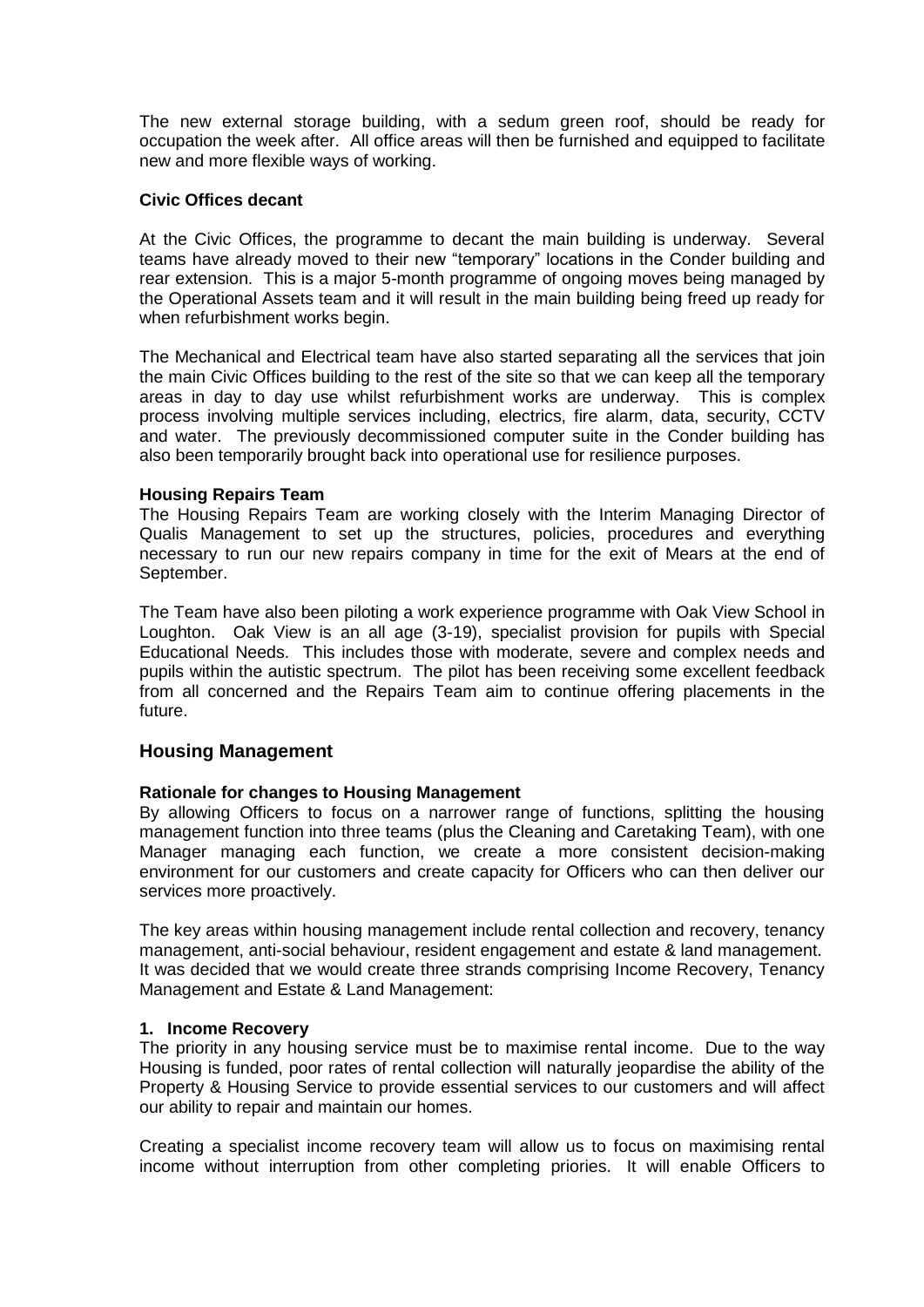The new external storage building, with a sedum green roof, should be ready for occupation the week after. All office areas will then be furnished and equipped to facilitate new and more flexible ways of working.

**Civic Offices decant**

At the Civic Offices, the programme to decant the main building is underway. Several teams have already moved to their new "temporary" locations in the Conder building and rear extension. This is a major 5-month programme of ongoing moves being managed by the Operational Assets team and it will result in the main building being freed up ready for when refurbishment works begin.

The Mechanical and Electrical team have also started separating all the services that join the main Civic Offices building to the rest of the site so that we can keep all the temporary areas in day to day use whilst refurbishment works are underway. This is complex process involving multiple services including, electrics, fire alarm, data, security, CCTV and water. The previously decommissioned computer suite in the Conder building has also been temporarily brought back into operational use for resilience purposes.

**Housing Repairs Team**

The Housing Repairs Team are working closely with the Interim Managing Director of Qualis Management to set up the structures, policies, procedures and everything necessary to run our new repairs company in time for the exit of Mears at the end of September.

The Team have also been piloting a work experience programme with Oak View School in Loughton. Oak View is an all age (3-19), specialist provision for pupils with Special Educational Needs. This includes those with moderate, severe and complex needs and pupils within the autistic spectrum. The pilot has been receiving some excellent feedback from all concerned and the Repairs Team aim to continue offering placements in the future.

## Housing Management

**Rationale for changes to Housing Management**

By allowing Officers to focus on a narrower range of functions, splitting the housing management function into three teams (plus the Cleaning and Caretaking Team), with one Manager managing each function, we create a more consistent decision-making environment for our customers and create capacity for Officers who can then deliver our services more proactively.

The key areas within housing management include rental collection and recovery, tenancy management, anti-social behaviour, resident engagement and estate & land management. It was decided that we would create three strands comprising Income Recovery, Tenancy Management and Estate & Land Management:

**1. Income Recovery**

The priority in any housing service must be to maximise rental income. Due to the way Housing is funded, poor rates of rental collection will naturally jeopardise the ability of the Property & Housing Service to provide essential services to our customers and will affect our ability to repair and maintain our homes.

Creating a specialist income recovery team will allow us to focus on maximising rental income without interruption from other completing priories. It will enable Officers to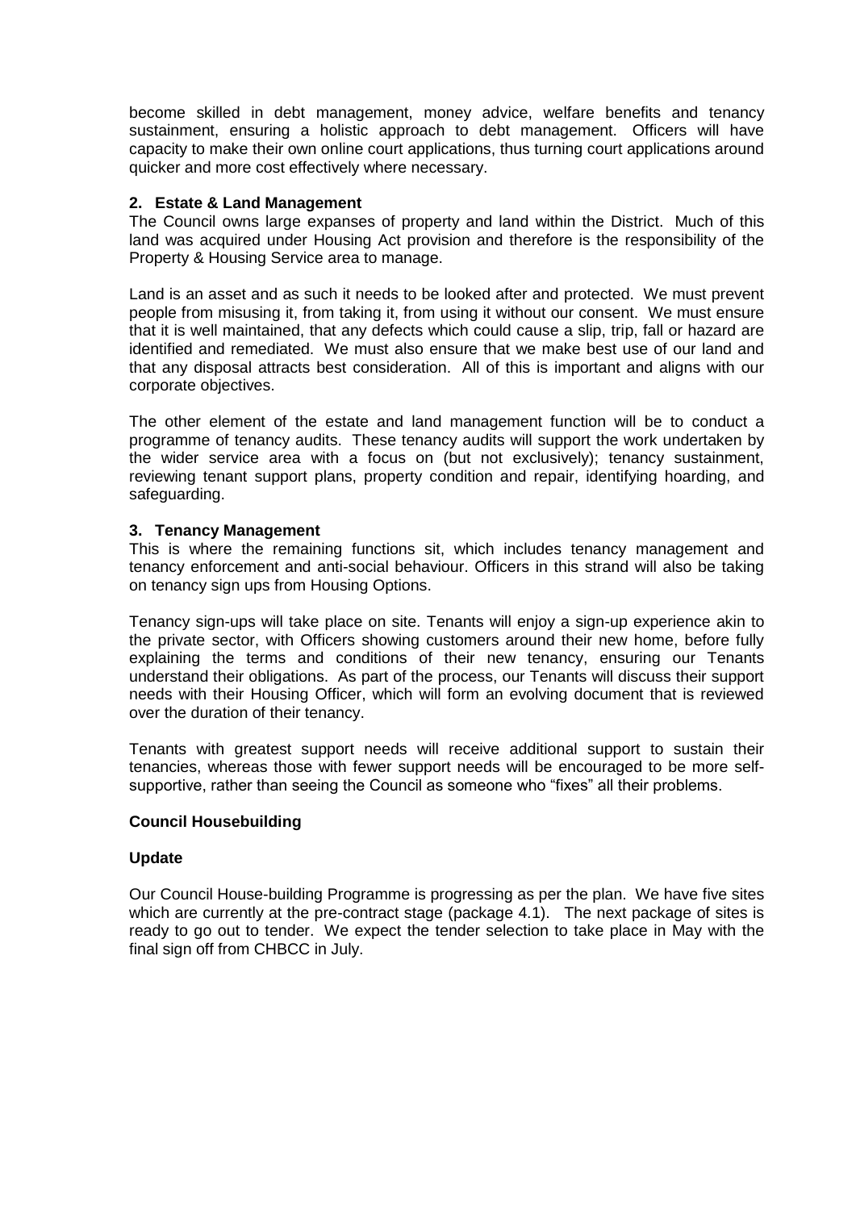become skilled in debt management, money advice, welfare benefits and tenancy sustainment, ensuring a holistic approach to debt management. Officers will have capacity to make their own online court applications, thus turning court applications around quicker and more cost effectively where necessary.

**2. Estate & Land Management**

The Council owns large expanses of property and land within the District. Much of this land was acquired under Housing Act provision and therefore is the responsibility of the Property & Housing Service area to manage.

Land is an asset and as such it needs to be looked after and protected. We must prevent people from misusing it, from taking it, from using it without our consent. We must ensure that it is well maintained, that any defects which could cause a slip, trip, fall or hazard are identified and remediated. We must also ensure that we make best use of our land and that any disposal attracts best consideration. All of this is important and aligns with our corporate objectives.

The other element of the estate and land management function will be to conduct a programme of tenancy audits. These tenancy audits will support the work undertaken by the wider service area with a focus on (but not exclusively); tenancy sustainment, reviewing tenant support plans, property condition and repair, identifying hoarding, and safeguarding.

**3. Tenancy Management**

This is where the remaining functions sit, which includes tenancy management and tenancy enforcement and anti-social behaviour. Officers in this strand will also be taking on tenancy sign ups from Housing Options.

Tenancy sign-ups will take place on site. Tenants will enjoy a sign-up experience akin to the private sector, with Officers showing customers around their new home, before fully explaining the terms and conditions of their new tenancy, ensuring our Tenants understand their obligations. As part of the process, our Tenants will discuss their support needs with their Housing Officer, which will form an evolving document that is reviewed over the duration of their tenancy.

Tenants with greatest support needs will receive additional support to sustain their tenancies, whereas those with fewer support needs will be encouraged to be more self-supportive, rather than seeing the Council as someone who "fixes" all their problems.

**Council Housebuilding**

**Update**

Our Council House-building Programme is progressing as per the plan. We have five sites which are currently at the pre-contract stage (package 4.1). The next package of sites is ready to go out to tender. We expect the tender selection to take place in May with the final sign off from CHBCC in July.